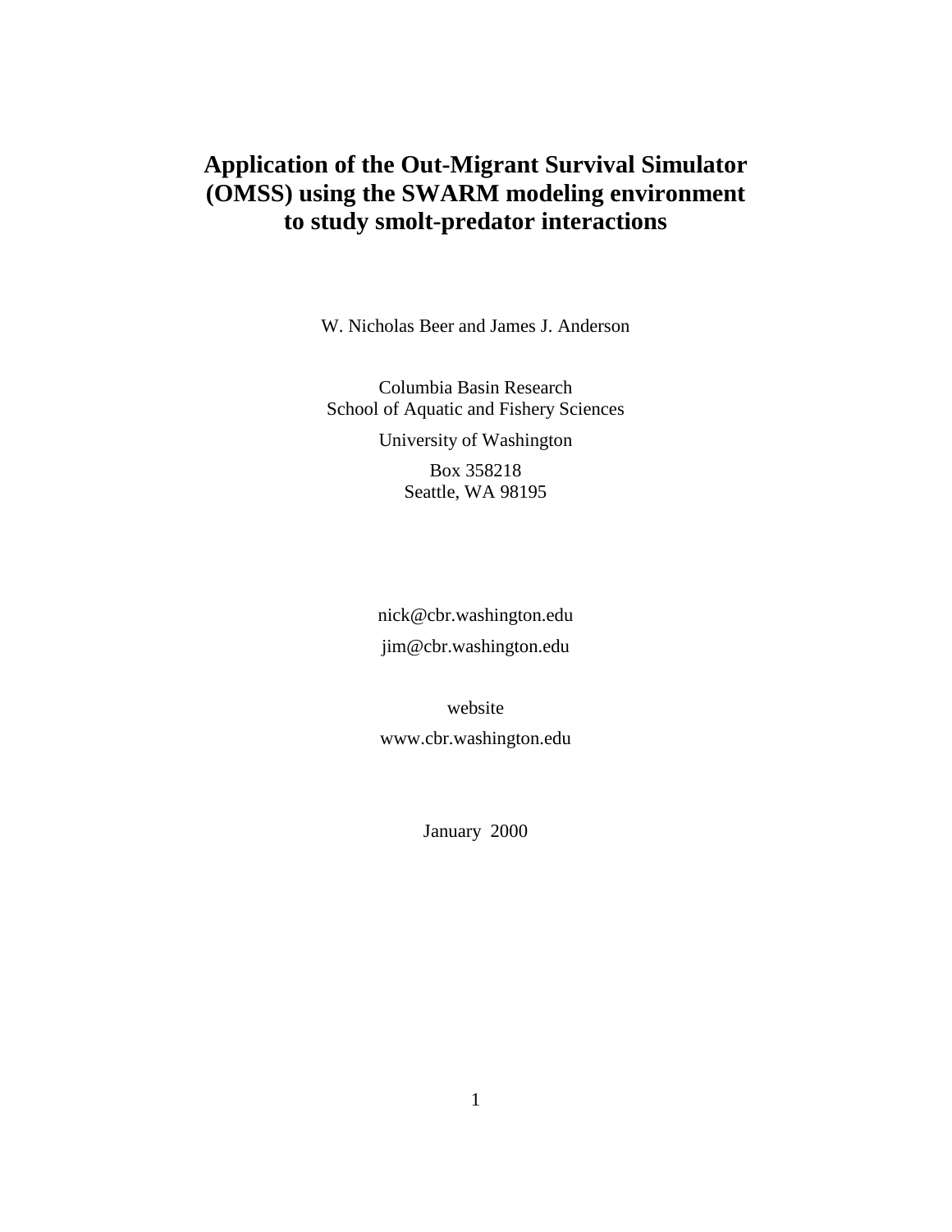# Application of the Out-Migrant Survival Simulator (OMSS) using the SWARM modeling environment to study smolt-predator interactions

W. Nicholas Beer and James J. Anderson

Columbia Basin Research
School of Aquatic and Fishery Sciences

University of Washington

Box 358218
Seattle, WA 98195

nick@cbr.washington.edu

jim@cbr.washington.edu

website

www.cbr.washington.edu

January 2000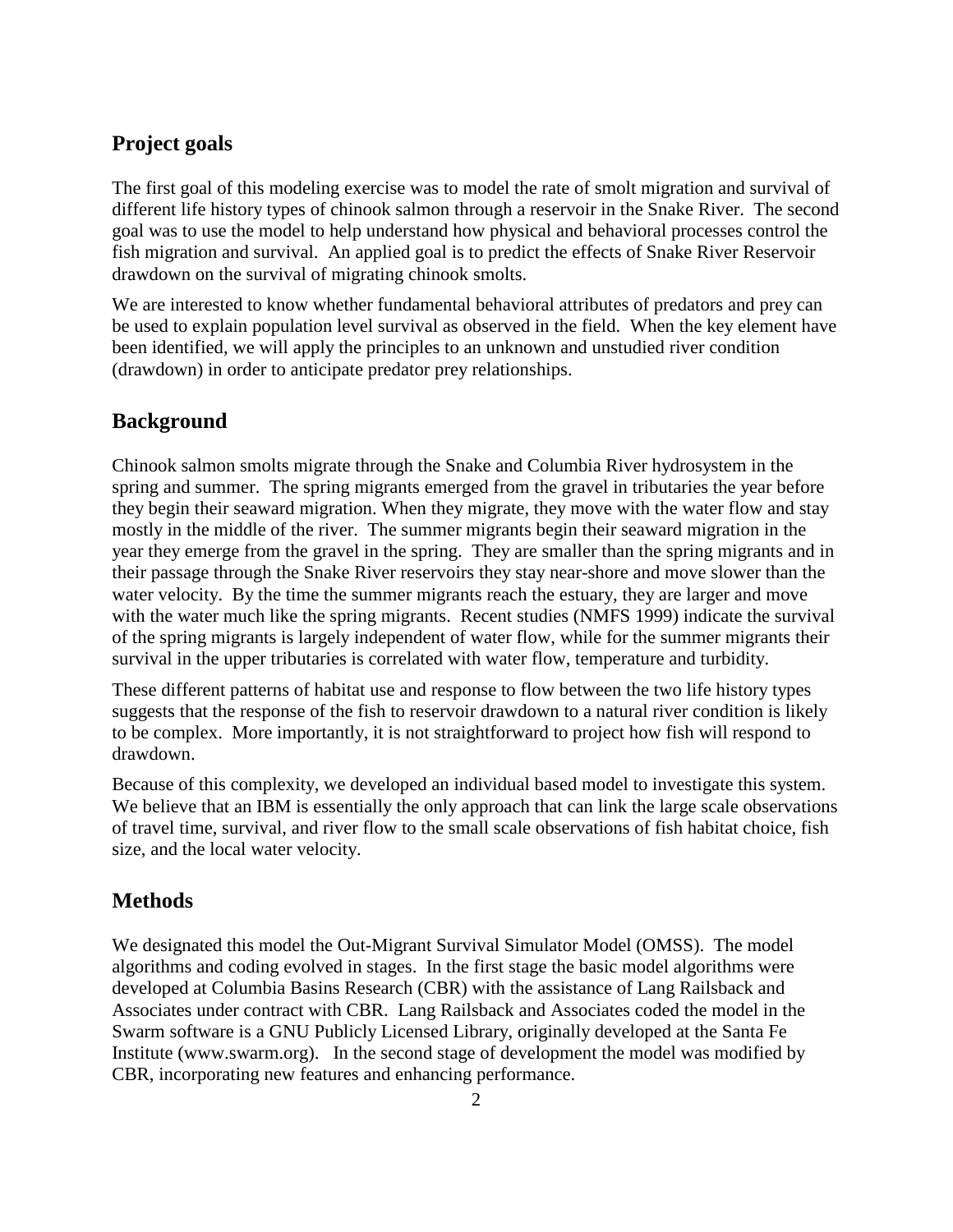## Project goals

The first goal of this modeling exercise was to model the rate of smolt migration and survival of different life history types of chinook salmon through a reservoir in the Snake River. The second goal was to use the model to help understand how physical and behavioral processes control the fish migration and survival. An applied goal is to predict the effects of Snake River Reservoir drawdown on the survival of migrating chinook smolts.

We are interested to know whether fundamental behavioral attributes of predators and prey can be used to explain population level survival as observed in the field. When the key element have been identified, we will apply the principles to an unknown and unstudied river condition (drawdown) in order to anticipate predator prey relationships.

## Background

Chinook salmon smolts migrate through the Snake and Columbia River hydrosystem in the spring and summer. The spring migrants emerged from the gravel in tributaries the year before they begin their seaward migration. When they migrate, they move with the water flow and stay mostly in the middle of the river. The summer migrants begin their seaward migration in the year they emerge from the gravel in the spring. They are smaller than the spring migrants and in their passage through the Snake River reservoirs they stay near-shore and move slower than the water velocity. By the time the summer migrants reach the estuary, they are larger and move with the water much like the spring migrants. Recent studies (NMFS 1999) indicate the survival of the spring migrants is largely independent of water flow, while for the summer migrants their survival in the upper tributaries is correlated with water flow, temperature and turbidity.

These different patterns of habitat use and response to flow between the two life history types suggests that the response of the fish to reservoir drawdown to a natural river condition is likely to be complex. More importantly, it is not straightforward to project how fish will respond to drawdown.

Because of this complexity, we developed an individual based model to investigate this system. We believe that an IBM is essentially the only approach that can link the large scale observations of travel time, survival, and river flow to the small scale observations of fish habitat choice, fish size, and the local water velocity.

## Methods

We designated this model the Out-Migrant Survival Simulator Model (OMSS). The model algorithms and coding evolved in stages. In the first stage the basic model algorithms were developed at Columbia Basins Research (CBR) with the assistance of Lang Railsback and Associates under contract with CBR. Lang Railsback and Associates coded the model in the Swarm software is a GNU Publicly Licensed Library, originally developed at the Santa Fe Institute (www.swarm.org). In the second stage of development the model was modified by CBR, incorporating new features and enhancing performance.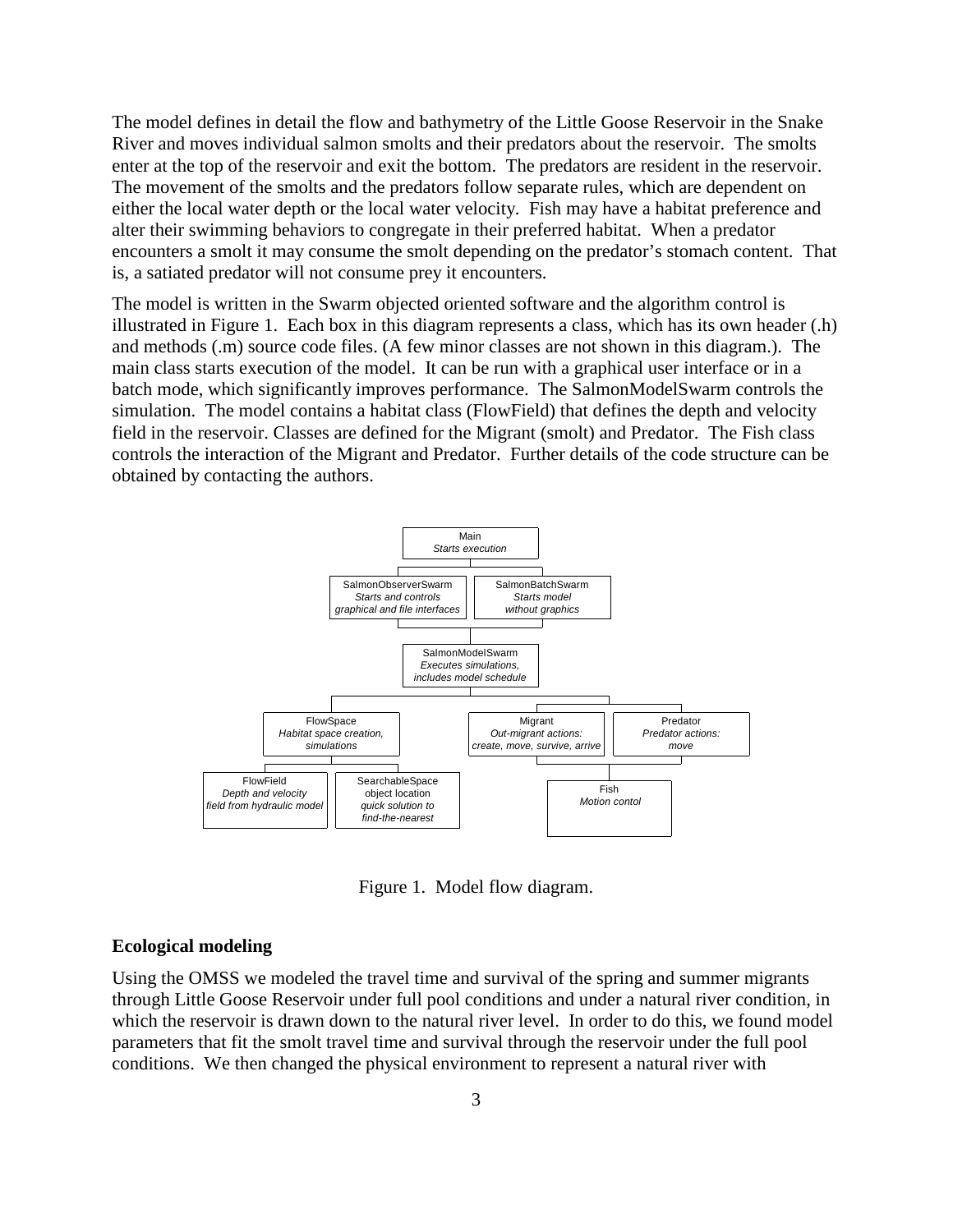The model defines in detail the flow and bathymetry of the Little Goose Reservoir in the Snake River and moves individual salmon smolts and their predators about the reservoir. The smolts enter at the top of the reservoir and exit the bottom. The predators are resident in the reservoir. The movement of the smolts and the predators follow separate rules, which are dependent on either the local water depth or the local water velocity. Fish may have a habitat preference and alter their swimming behaviors to congregate in their preferred habitat. When a predator encounters a smolt it may consume the smolt depending on the predator's stomach content. That is, a satiated predator will not consume prey it encounters.

The model is written in the Swarm objected oriented software and the algorithm control is illustrated in Figure 1. Each box in this diagram represents a class, which has its own header (.h) and methods (.m) source code files. (A few minor classes are not shown in this diagram.). The main class starts execution of the model. It can be run with a graphical user interface or in a batch mode, which significantly improves performance. The SalmonModelSwarm controls the simulation. The model contains a habitat class (FlowField) that defines the depth and velocity field in the reservoir. Classes are defined for the Migrant (smolt) and Predator. The Fish class controls the interaction of the Migrant and Predator. Further details of the code structure can be obtained by contacting the authors.

Figure 1. Model flow diagram.

**Ecological modeling**

Using the OMSS we modeled the travel time and survival of the spring and summer migrants through Little Goose Reservoir under full pool conditions and under a natural river condition, in which the reservoir is drawn down to the natural river level. In order to do this, we found model parameters that fit the smolt travel time and survival through the reservoir under the full pool conditions. We then changed the physical environment to represent a natural river with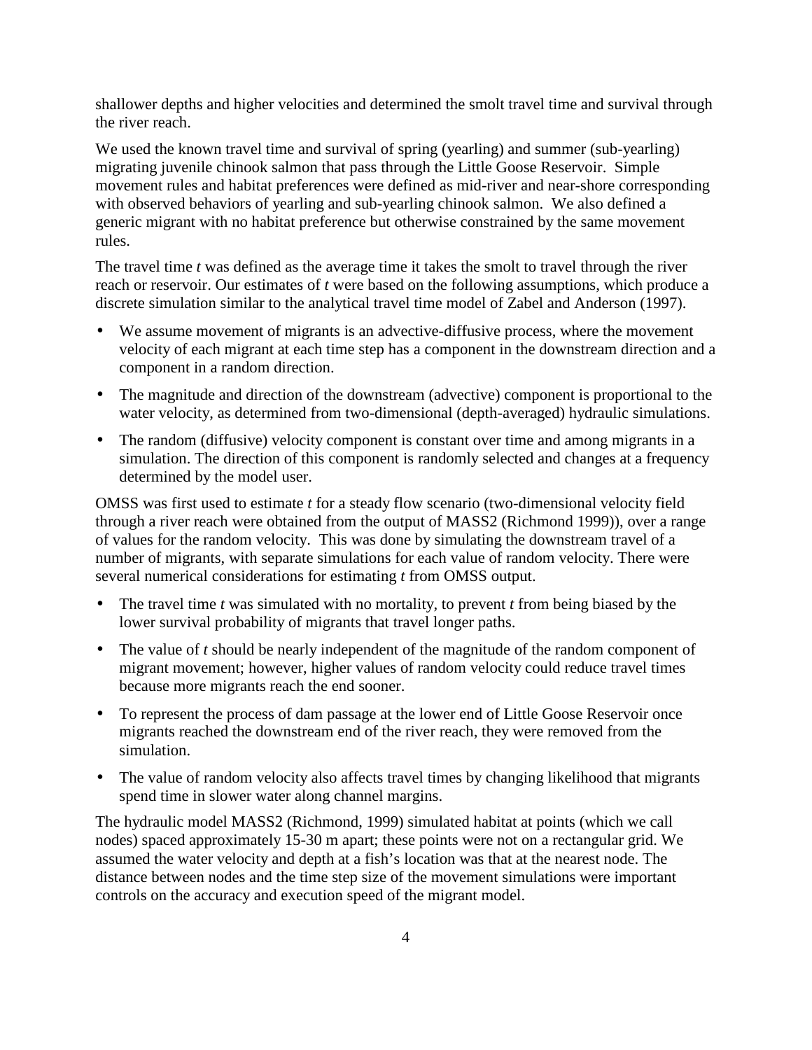shallower depths and higher velocities and determined the smolt travel time and survival through the river reach.

We used the known travel time and survival of spring (yearling) and summer (sub-yearling) migrating juvenile chinook salmon that pass through the Little Goose Reservoir. Simple movement rules and habitat preferences were defined as mid-river and near-shore corresponding with observed behaviors of yearling and sub-yearling chinook salmon. We also defined a generic migrant with no habitat preference but otherwise constrained by the same movement rules.

The travel time $t$ was defined as the average time it takes the smolt to travel through the river reach or reservoir. Our estimates of $t$ were based on the following assumptions, which produce a discrete simulation similar to the analytical travel time model of Zabel and Anderson (1997).

- We assume movement of migrants is an advective-diffusive process, where the movement velocity of each migrant at each time step has a component in the downstream direction and a component in a random direction.
- The magnitude and direction of the downstream (advective) component is proportional to the water velocity, as determined from two-dimensional (depth-averaged) hydraulic simulations.
- The random (diffusive) velocity component is constant over time and among migrants in a simulation. The direction of this component is randomly selected and changes at a frequency determined by the model user.

OMSS was first used to estimate $t$ for a steady flow scenario (two-dimensional velocity field through a river reach were obtained from the output of MASS2 (Richmond 1999)), over a range of values for the random velocity. This was done by simulating the downstream travel of a number of migrants, with separate simulations for each value of random velocity. There were several numerical considerations for estimating $t$ from OMSS output.

- The travel time $t$ was simulated with no mortality, to prevent $t$ from being biased by the lower survival probability of migrants that travel longer paths.
- The value of $t$ should be nearly independent of the magnitude of the random component of migrant movement; however, higher values of random velocity could reduce travel times because more migrants reach the end sooner.
- To represent the process of dam passage at the lower end of Little Goose Reservoir once migrants reached the downstream end of the river reach, they were removed from the simulation.
- The value of random velocity also affects travel times by changing likelihood that migrants spend time in slower water along channel margins.

The hydraulic model MASS2 (Richmond, 1999) simulated habitat at points (which we call nodes) spaced approximately 15-30 m apart; these points were not on a rectangular grid. We assumed the water velocity and depth at a fish's location was that at the nearest node. The distance between nodes and the time step size of the movement simulations were important controls on the accuracy and execution speed of the migrant model.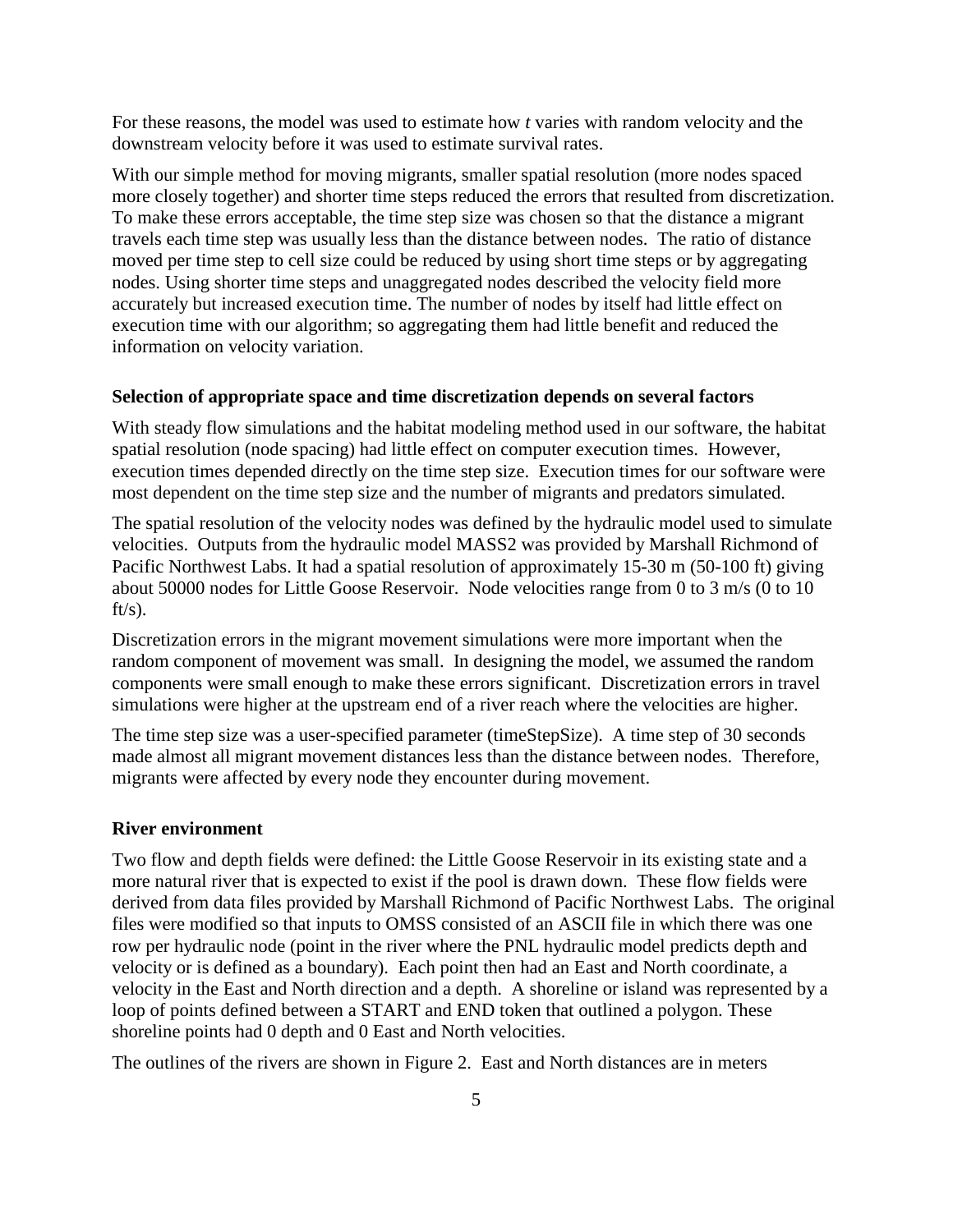For these reasons, the model was used to estimate how *t* varies with random velocity and the downstream velocity before it was used to estimate survival rates.

With our simple method for moving migrants, smaller spatial resolution (more nodes spaced more closely together) and shorter time steps reduced the errors that resulted from discretization. To make these errors acceptable, the time step size was chosen so that the distance a migrant travels each time step was usually less than the distance between nodes. The ratio of distance moved per time step to cell size could be reduced by using short time steps or by aggregating nodes. Using shorter time steps and unaggregated nodes described the velocity field more accurately but increased execution time. The number of nodes by itself had little effect on execution time with our algorithm; so aggregating them had little benefit and reduced the information on velocity variation.

**Selection of appropriate space and time discretization depends on several factors**

With steady flow simulations and the habitat modeling method used in our software, the habitat spatial resolution (node spacing) had little effect on computer execution times. However, execution times depended directly on the time step size. Execution times for our software were most dependent on the time step size and the number of migrants and predators simulated.

The spatial resolution of the velocity nodes was defined by the hydraulic model used to simulate velocities. Outputs from the hydraulic model MASS2 was provided by Marshall Richmond of Pacific Northwest Labs. It had a spatial resolution of approximately 15-30 m (50-100 ft) giving about 50000 nodes for Little Goose Reservoir. Node velocities range from 0 to 3 m/s (0 to 10 ft/s).

Discretization errors in the migrant movement simulations were more important when the random component of movement was small. In designing the model, we assumed the random components were small enough to make these errors significant. Discretization errors in travel simulations were higher at the upstream end of a river reach where the velocities are higher.

The time step size was a user-specified parameter (timeStepSize). A time step of 30 seconds made almost all migrant movement distances less than the distance between nodes. Therefore, migrants were affected by every node they encounter during movement.

**River environment**

Two flow and depth fields were defined: the Little Goose Reservoir in its existing state and a more natural river that is expected to exist if the pool is drawn down. These flow fields were derived from data files provided by Marshall Richmond of Pacific Northwest Labs. The original files were modified so that inputs to OMSS consisted of an ASCII file in which there was one row per hydraulic node (point in the river where the PNL hydraulic model predicts depth and velocity or is defined as a boundary). Each point then had an East and North coordinate, a velocity in the East and North direction and a depth. A shoreline or island was represented by a loop of points defined between a START and END token that outlined a polygon. These shoreline points had 0 depth and 0 East and North velocities.

The outlines of the rivers are shown in Figure 2. East and North distances are in meters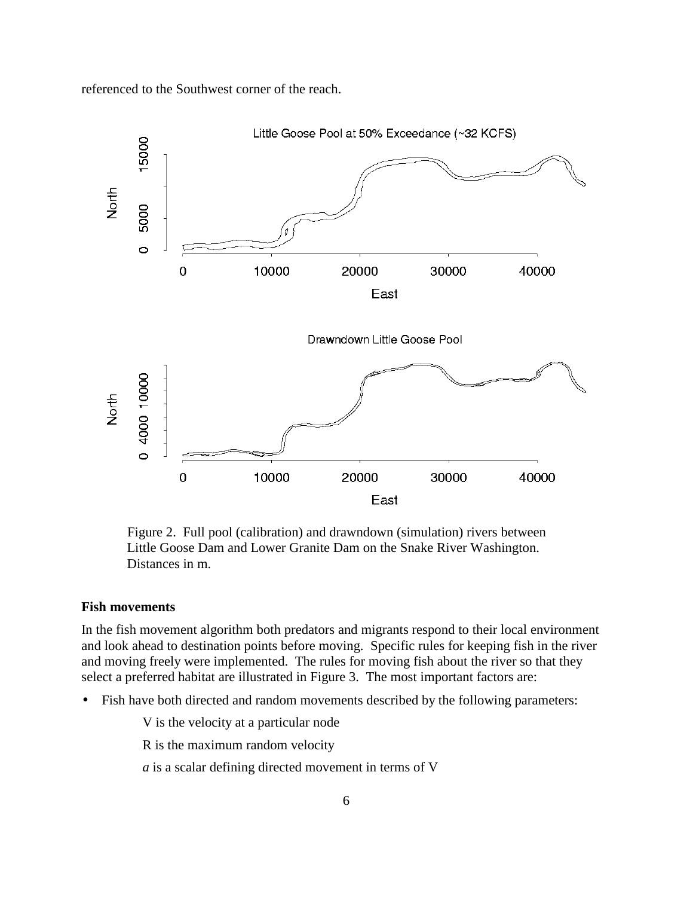referenced to the Southwest corner of the reach.

Figure 2. Full pool (calibration) and drawndown (simulation) rivers between Little Goose Dam and Lower Granite Dam on the Snake River Washington. Distances in m.

### Fish movements

In the fish movement algorithm both predators and migrants respond to their local environment and look ahead to destination points before moving. Specific rules for keeping fish in the river and moving freely were implemented. The rules for moving fish about the river so that they select a preferred habitat are illustrated in Figure 3. The most important factors are:

- Fish have both directed and random movements described by the following parameters:

  V is the velocity at a particular node

  R is the maximum random velocity

  *a* is a scalar defining directed movement in terms of V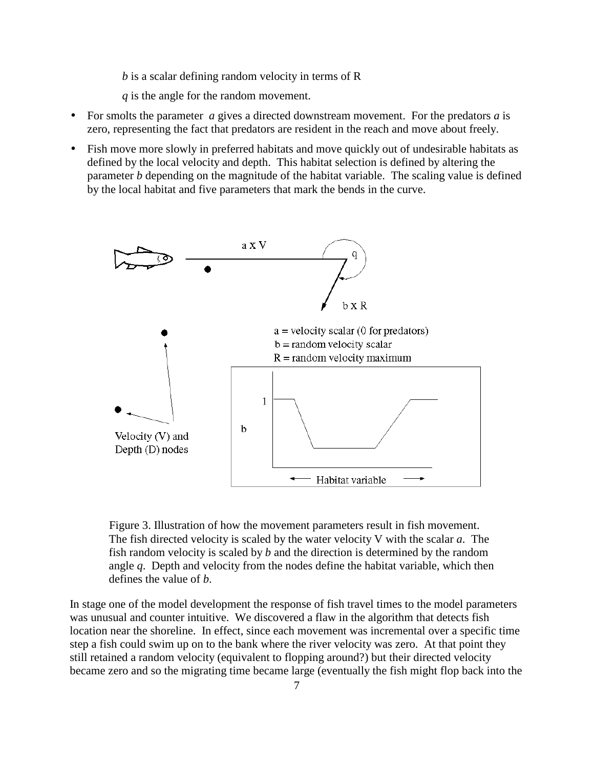*b* is a scalar defining random velocity in terms of R

*q* is the angle for the random movement.

- For smolts the parameter *a* gives a directed downstream movement. For the predators *a* is zero, representing the fact that predators are resident in the reach and move about freely.
- Fish move more slowly in preferred habitats and move quickly out of undesirable habitats as defined by the local velocity and depth. This habitat selection is defined by altering the parameter *b* depending on the magnitude of the habitat variable. The scaling value is defined by the local habitat and five parameters that mark the bends in the curve.

Figure 3. Illustration of how the movement parameters result in fish movement. The fish directed velocity is scaled by the water velocity V with the scalar *a*. The fish random velocity is scaled by *b* and the direction is determined by the random angle *q*. Depth and velocity from the nodes define the habitat variable, which then defines the value of *b*.

In stage one of the model development the response of fish travel times to the model parameters was unusual and counter intuitive. We discovered a flaw in the algorithm that detects fish location near the shoreline. In effect, since each movement was incremental over a specific time step a fish could swim up on to the bank where the river velocity was zero. At that point they still retained a random velocity (equivalent to flopping around?) but their directed velocity became zero and so the migrating time became large (eventually the fish might flop back into the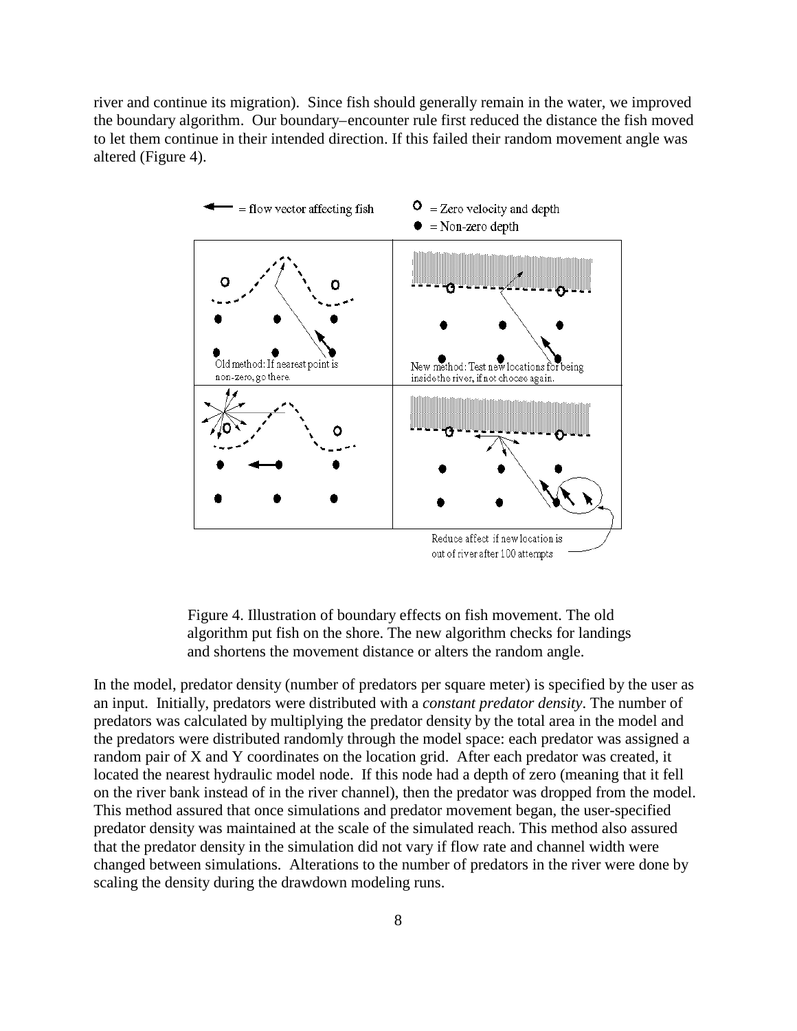river and continue its migration). Since fish should generally remain in the water, we improved the boundary algorithm. Our boundary–encounter rule first reduced the distance the fish moved to let them continue in their intended direction. If this failed their random movement angle was altered (Figure 4).

Figure 4. Illustration of boundary effects on fish movement. The old algorithm put fish on the shore. The new algorithm checks for landings and shortens the movement distance or alters the random angle.

In the model, predator density (number of predators per square meter) is specified by the user as an input. Initially, predators were distributed with a *constant predator density*. The number of predators was calculated by multiplying the predator density by the total area in the model and the predators were distributed randomly through the model space: each predator was assigned a random pair of X and Y coordinates on the location grid. After each predator was created, it located the nearest hydraulic model node. If this node had a depth of zero (meaning that it fell on the river bank instead of in the river channel), then the predator was dropped from the model. This method assured that once simulations and predator movement began, the user-specified predator density was maintained at the scale of the simulated reach. This method also assured that the predator density in the simulation did not vary if flow rate and channel width were changed between simulations. Alterations to the number of predators in the river were done by scaling the density during the drawdown modeling runs.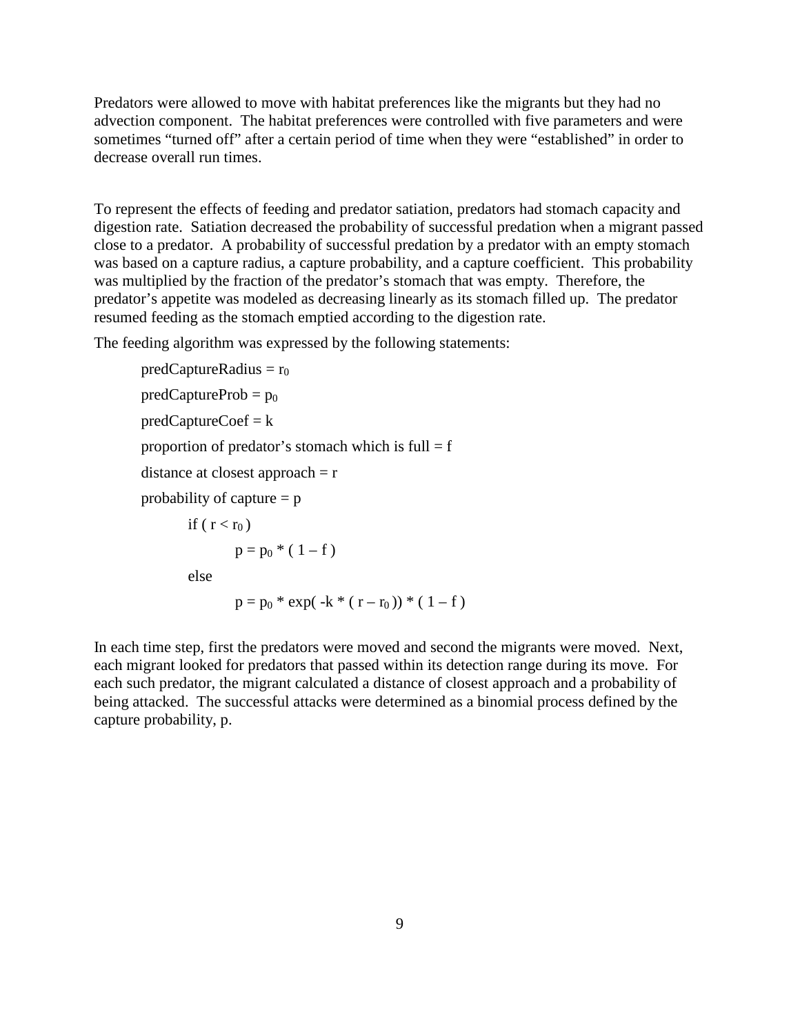Predators were allowed to move with habitat preferences like the migrants but they had no advection component. The habitat preferences were controlled with five parameters and were sometimes "turned off" after a certain period of time when they were "established" in order to decrease overall run times.

To represent the effects of feeding and predator satiation, predators had stomach capacity and digestion rate. Satiation decreased the probability of successful predation when a migrant passed close to a predator. A probability of successful predation by a predator with an empty stomach was based on a capture radius, a capture probability, and a capture coefficient. This probability was multiplied by the fraction of the predator's stomach that was empty. Therefore, the predator's appetite was modeled as decreasing linearly as its stomach filled up. The predator resumed feeding as the stomach emptied according to the digestion rate.

The feeding algorithm was expressed by the following statements:

> predCaptureRadius = $r_0$
>
> predCaptureProb = $p_0$
>
> predCaptureCoef = k
>
> proportion of predator's stomach which is full = f
>
> distance at closest approach = r
>
> probability of capture = p
>
> if ( $r < r_0$ )
>
> $p = p_0 * ( 1 – f )$
>
> else
>
> $p = p_0 * \exp( -k * ( r – r_0 )) * ( 1 – f )$

In each time step, first the predators were moved and second the migrants were moved. Next, each migrant looked for predators that passed within its detection range during its move. For each such predator, the migrant calculated a distance of closest approach and a probability of being attacked. The successful attacks were determined as a binomial process defined by the capture probability, p.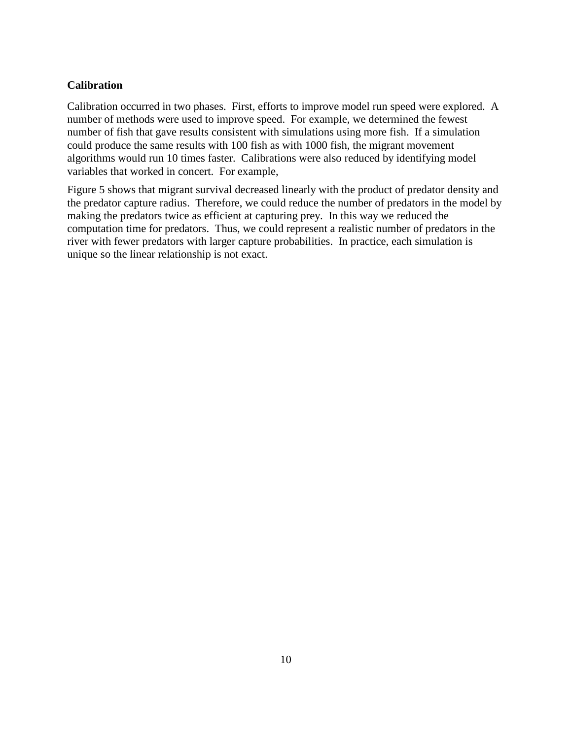**Calibration**

Calibration occurred in two phases. First, efforts to improve model run speed were explored. A number of methods were used to improve speed. For example, we determined the fewest number of fish that gave results consistent with simulations using more fish. If a simulation could produce the same results with 100 fish as with 1000 fish, the migrant movement algorithms would run 10 times faster. Calibrations were also reduced by identifying model variables that worked in concert. For example,

Figure 5 shows that migrant survival decreased linearly with the product of predator density and the predator capture radius. Therefore, we could reduce the number of predators in the model by making the predators twice as efficient at capturing prey. In this way we reduced the computation time for predators. Thus, we could represent a realistic number of predators in the river with fewer predators with larger capture probabilities. In practice, each simulation is unique so the linear relationship is not exact.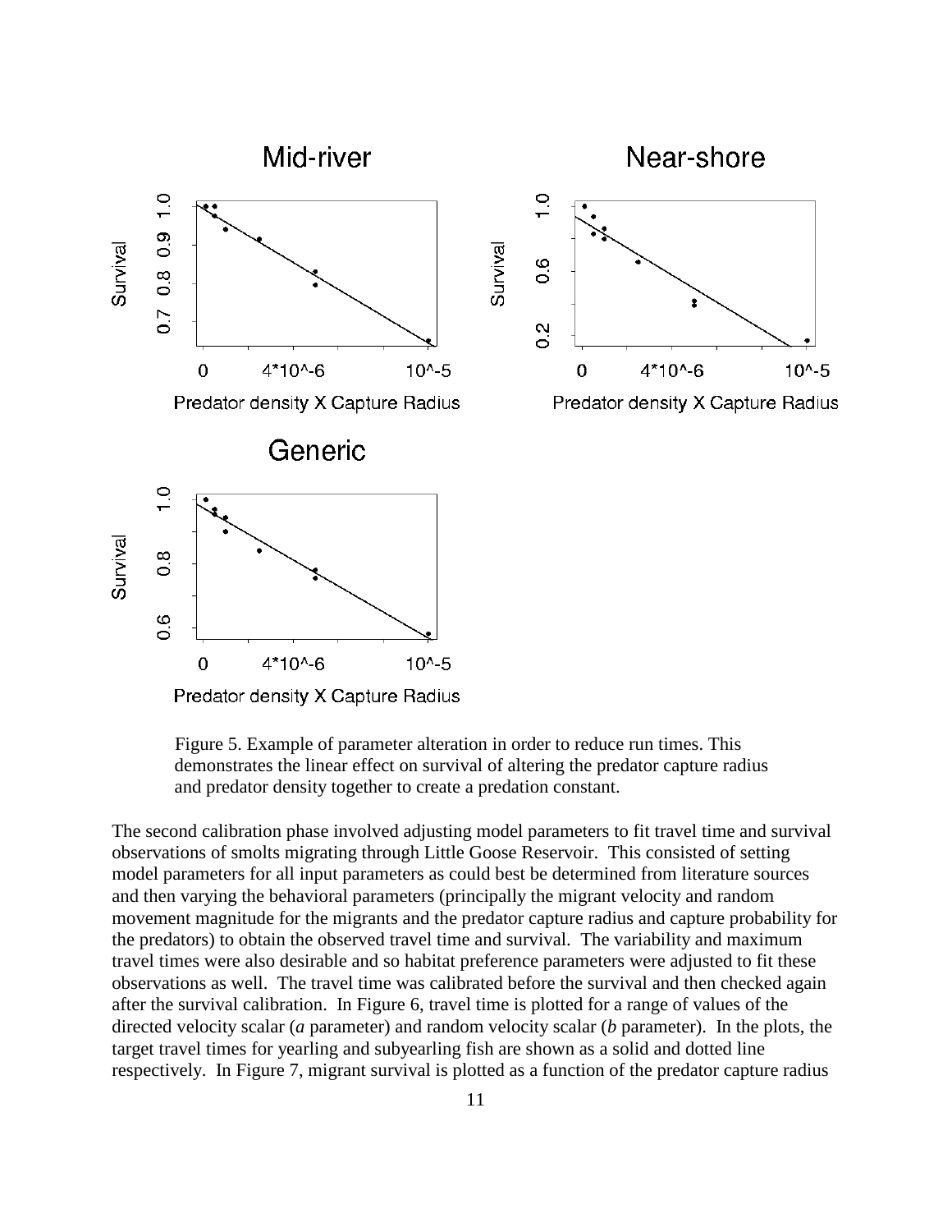Figure 5. Example of parameter alteration in order to reduce run times. This demonstrates the linear effect on survival of altering the predator capture radius and predator density together to create a predation constant.

The second calibration phase involved adjusting model parameters to fit travel time and survival observations of smolts migrating through Little Goose Reservoir. This consisted of setting model parameters for all input parameters as could best be determined from literature sources and then varying the behavioral parameters (principally the migrant velocity and random movement magnitude for the migrants and the predator capture radius and capture probability for the predators) to obtain the observed travel time and survival. The variability and maximum travel times were also desirable and so habitat preference parameters were adjusted to fit these observations as well. The travel time was calibrated before the survival and then checked again after the survival calibration. In Figure 6, travel time is plotted for a range of values of the directed velocity scalar (*a* parameter) and random velocity scalar (*b* parameter). In the plots, the target travel times for yearling and subyearling fish are shown as a solid and dotted line respectively. In Figure 7, migrant survival is plotted as a function of the predator capture radius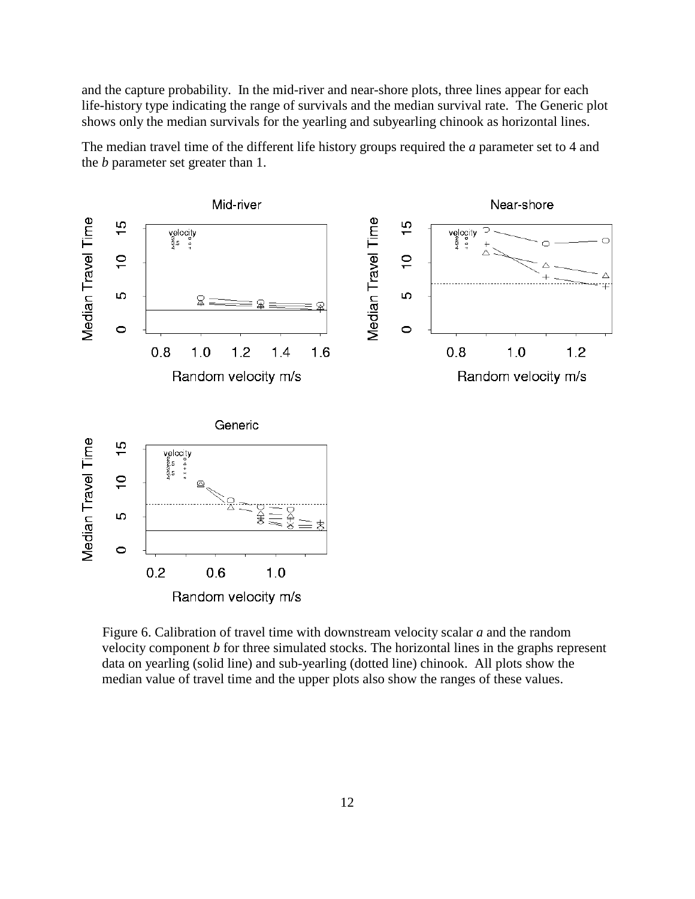and the capture probability. In the mid-river and near-shore plots, three lines appear for each life-history type indicating the range of survivals and the median survival rate. The Generic plot shows only the median survivals for the yearling and subyearling chinook as horizontal lines.

The median travel time of the different life history groups required the *a* parameter set to 4 and the *b* parameter set greater than 1.

Figure 6. Calibration of travel time with downstream velocity scalar *a* and the random velocity component *b* for three simulated stocks. The horizontal lines in the graphs represent data on yearling (solid line) and sub-yearling (dotted line) chinook. All plots show the median value of travel time and the upper plots also show the ranges of these values.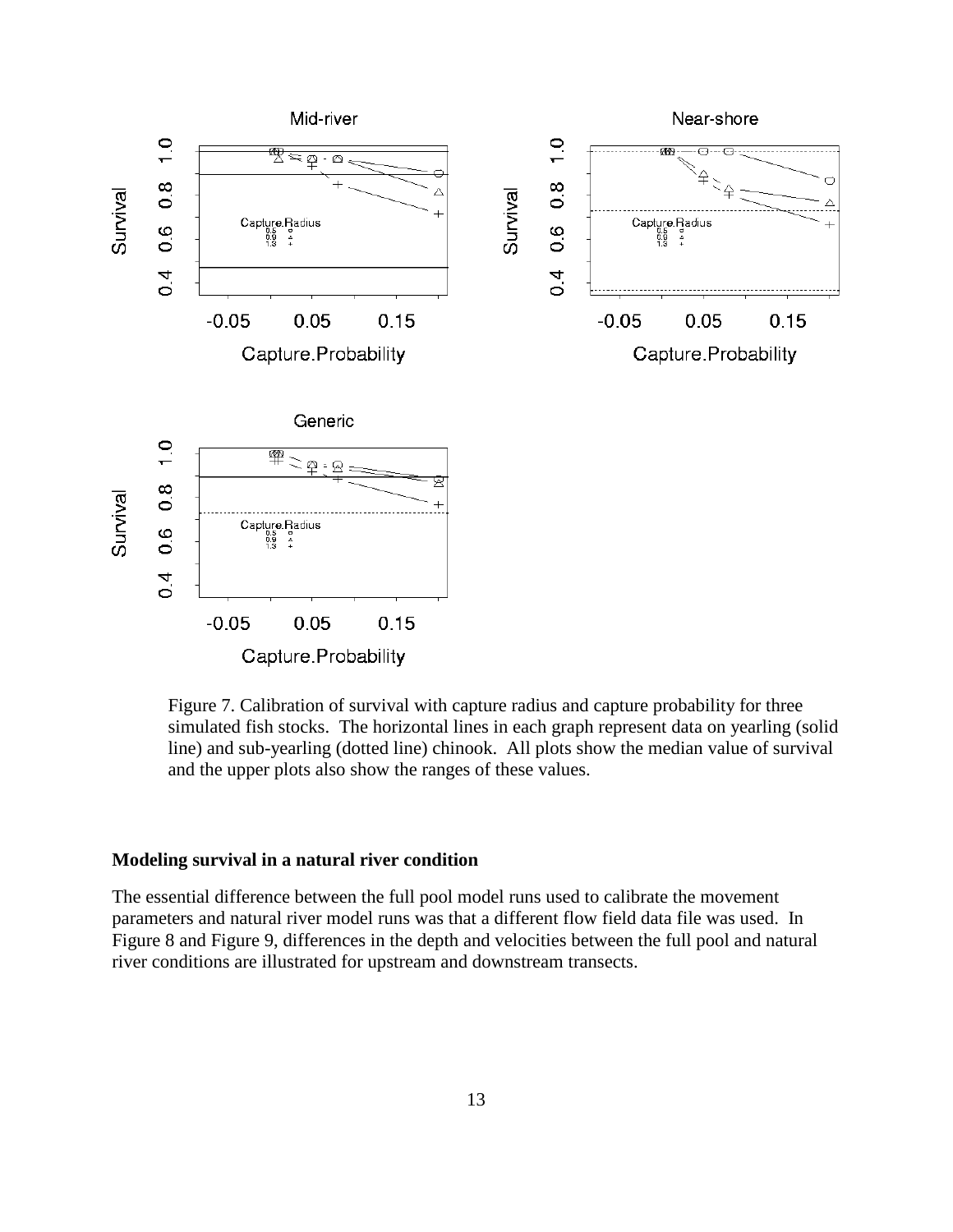Figure 7. Calibration of survival with capture radius and capture probability for three simulated fish stocks. The horizontal lines in each graph represent data on yearling (solid line) and sub-yearling (dotted line) chinook. All plots show the median value of survival and the upper plots also show the ranges of these values.

**Modeling survival in a natural river condition**

The essential difference between the full pool model runs used to calibrate the movement parameters and natural river model runs was that a different flow field data file was used. In Figure 8 and Figure 9, differences in the depth and velocities between the full pool and natural river conditions are illustrated for upstream and downstream transects.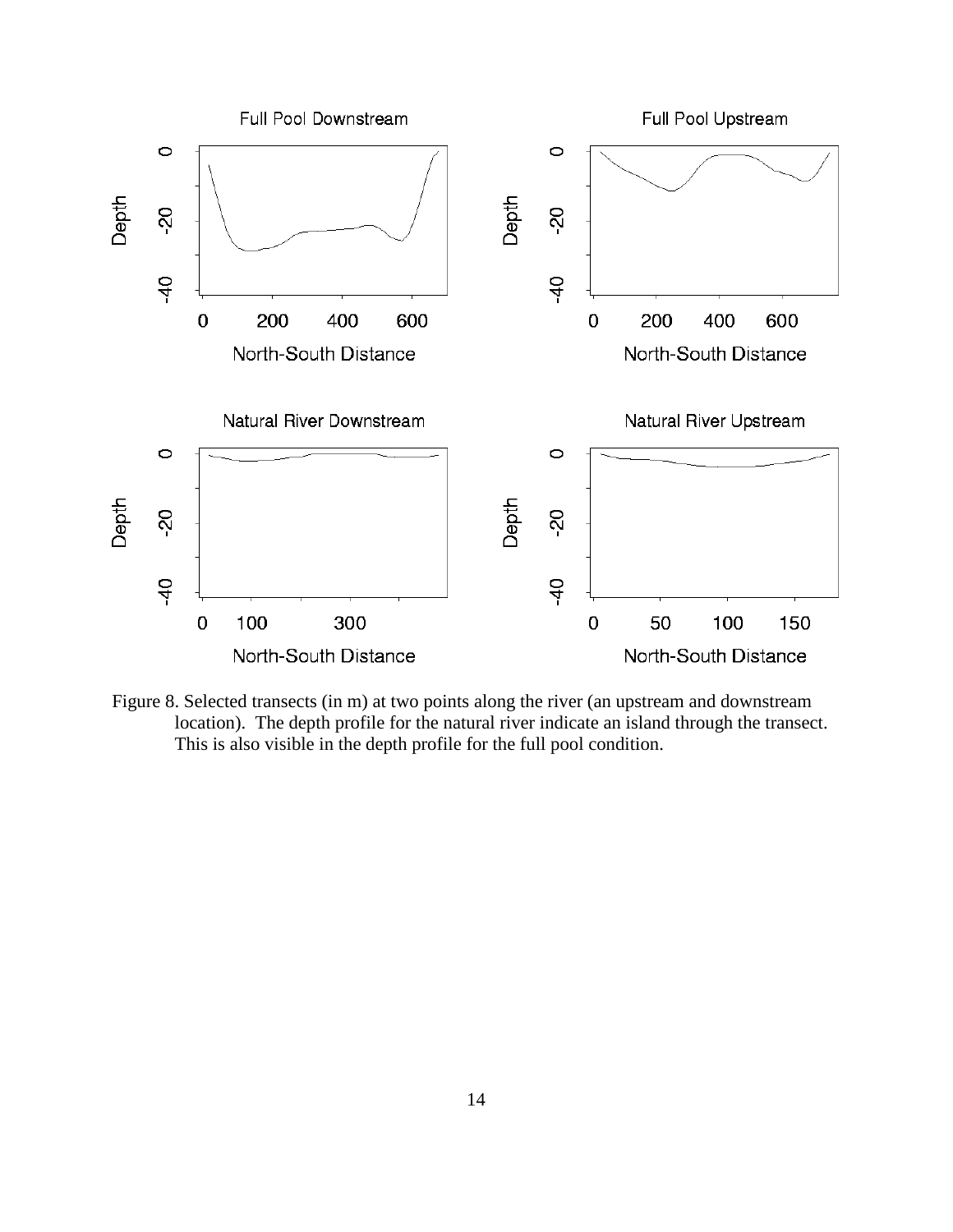Figure 8. Selected transects (in m) at two points along the river (an upstream and downstream location). The depth profile for the natural river indicate an island through the transect. This is also visible in the depth profile for the full pool condition.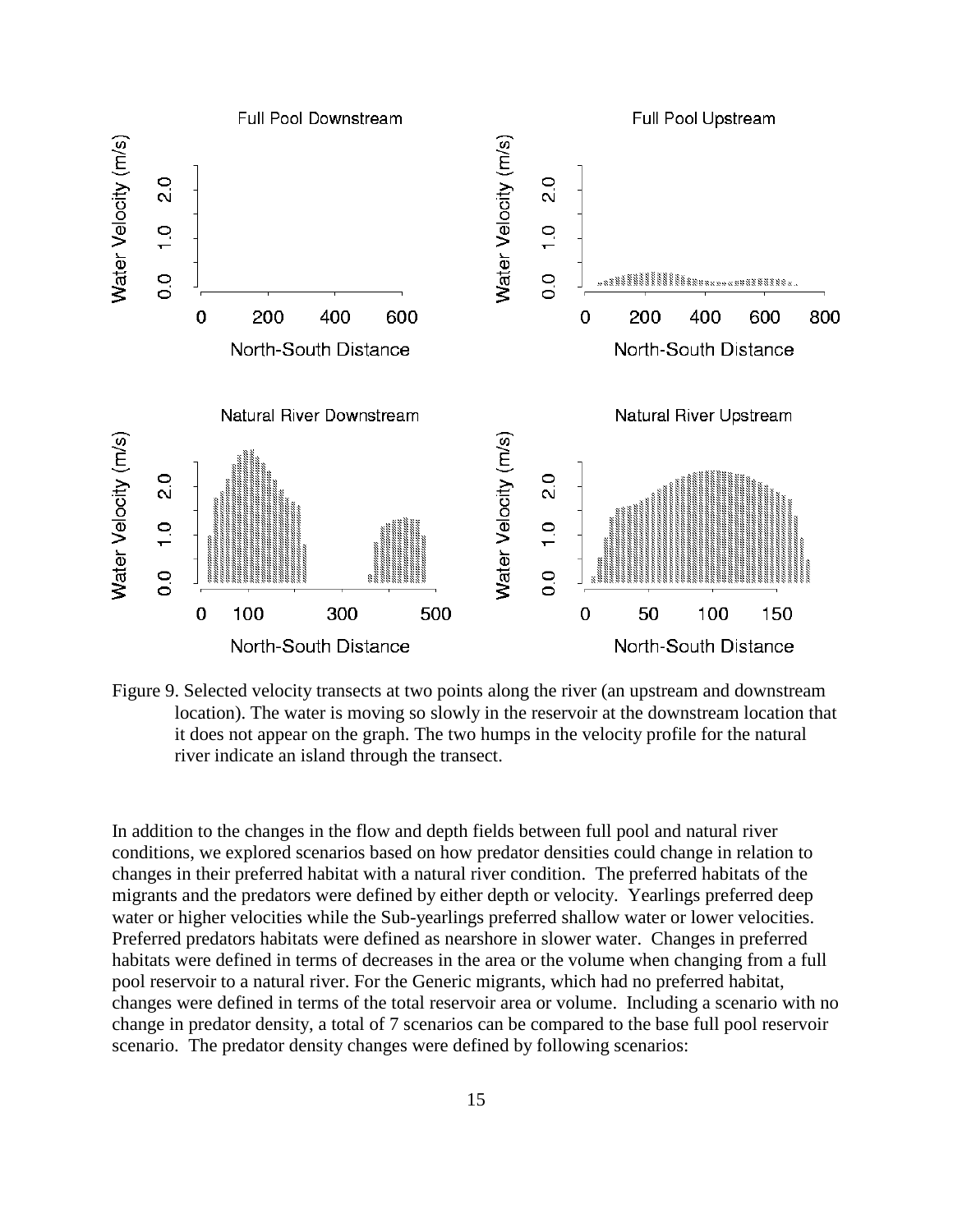Figure 9. Selected velocity transects at two points along the river (an upstream and downstream location). The water is moving so slowly in the reservoir at the downstream location that it does not appear on the graph. The two humps in the velocity profile for the natural river indicate an island through the transect.

In addition to the changes in the flow and depth fields between full pool and natural river conditions, we explored scenarios based on how predator densities could change in relation to changes in their preferred habitat with a natural river condition. The preferred habitats of the migrants and the predators were defined by either depth or velocity. Yearlings preferred deep water or higher velocities while the Sub-yearlings preferred shallow water or lower velocities. Preferred predators habitats were defined as nearshore in slower water. Changes in preferred habitats were defined in terms of decreases in the area or the volume when changing from a full pool reservoir to a natural river. For the Generic migrants, which had no preferred habitat, changes were defined in terms of the total reservoir area or volume. Including a scenario with no change in predator density, a total of 7 scenarios can be compared to the base full pool reservoir scenario. The predator density changes were defined by following scenarios: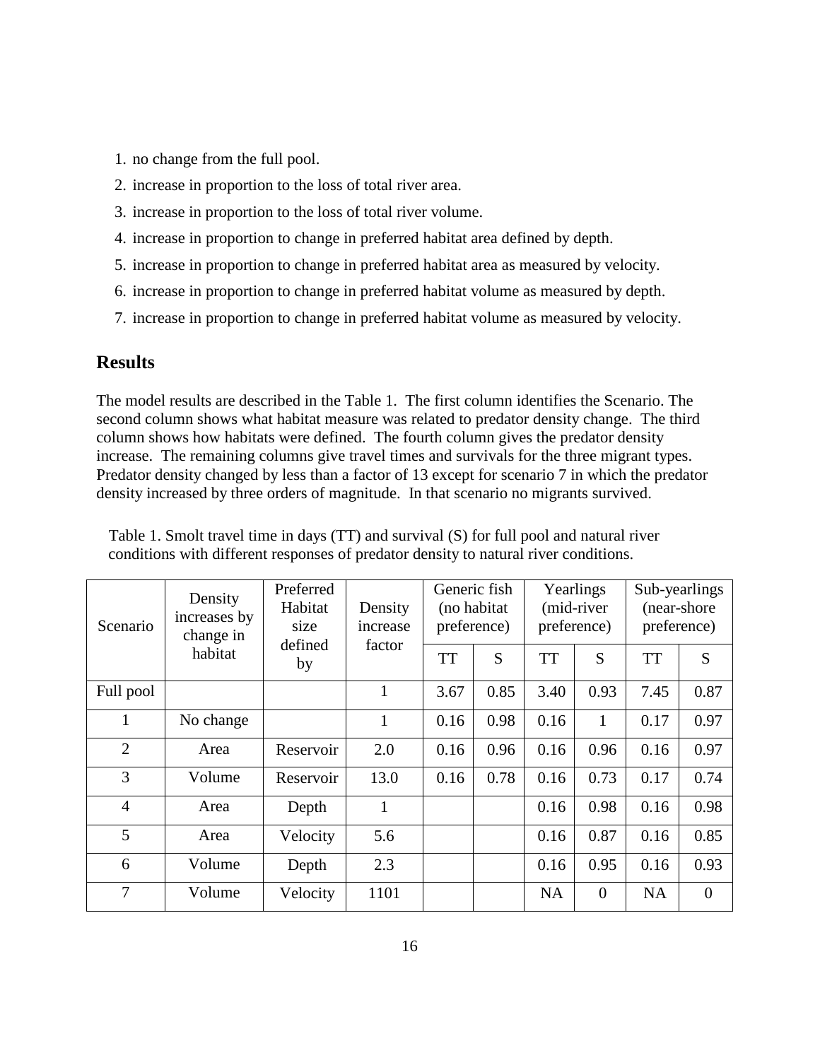1. no change from the full pool.
2. increase in proportion to the loss of total river area.
3. increase in proportion to the loss of total river volume.
4. increase in proportion to change in preferred habitat area defined by depth.
5. increase in proportion to change in preferred habitat area as measured by velocity.
6. increase in proportion to change in preferred habitat volume as measured by depth.
7. increase in proportion to change in preferred habitat volume as measured by velocity.

## Results

The model results are described in the Table 1. The first column identifies the Scenario. The second column shows what habitat measure was related to predator density change. The third column shows how habitats were defined. The fourth column gives the predator density increase. The remaining columns give travel times and survivals for the three migrant types. Predator density changed by less than a factor of 13 except for scenario 7 in which the predator density increased by three orders of magnitude. In that scenario no migrants survived.

Table 1. Smolt travel time in days (TT) and survival (S) for full pool and natural river conditions with different responses of predator density to natural river conditions.

| Scenario | Density increases by change in habitat | Preferred Habitat size defined by | Density increase factor | Generic fish (no habitat preference) | | Yearlings (mid-river preference) | | Sub-yearlings (near-shore preference) | |
|---|---|---|---|---|---|---|---|---|---|
| | | | | TT | S | TT | S | TT | S |
| Full pool | | | 1 | 3.67 | 0.85 | 3.40 | 0.93 | 7.45 | 0.87 |
| 1 | No change | | 1 | 0.16 | 0.98 | 0.16 | 1 | 0.17 | 0.97 |
| 2 | Area | Reservoir | 2.0 | 0.16 | 0.96 | 0.16 | 0.96 | 0.16 | 0.97 |
| 3 | Volume | Reservoir | 13.0 | 0.16 | 0.78 | 0.16 | 0.73 | 0.17 | 0.74 |
| 4 | Area | Depth | 1 | | | 0.16 | 0.98 | 0.16 | 0.98 |
| 5 | Area | Velocity | 5.6 | | | 0.16 | 0.87 | 0.16 | 0.85 |
| 6 | Volume | Depth | 2.3 | | | 0.16 | 0.95 | 0.16 | 0.93 |
| 7 | Volume | Velocity | 1101 | | | NA | 0 | NA | 0 |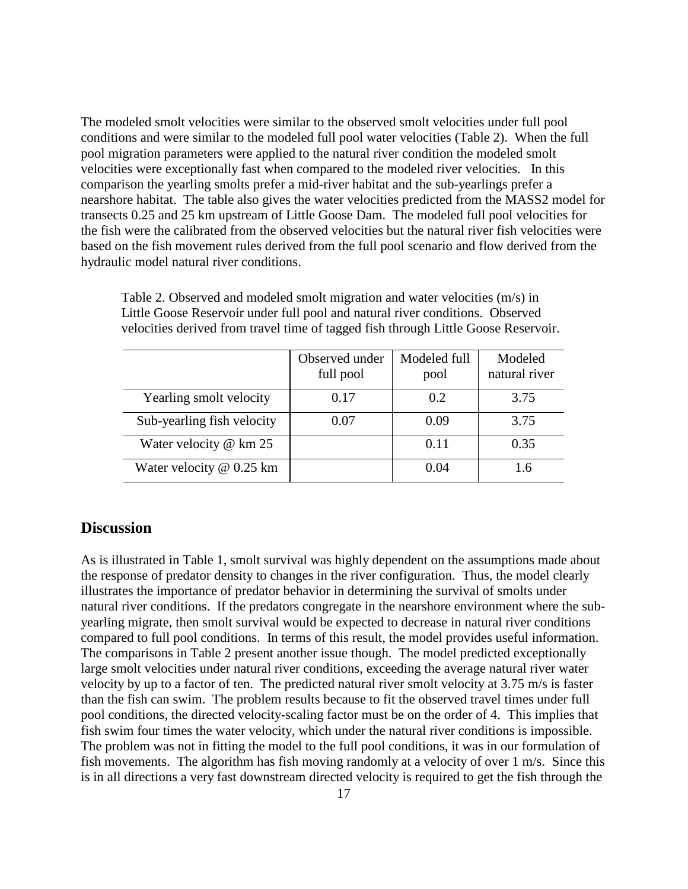The modeled smolt velocities were similar to the observed smolt velocities under full pool conditions and were similar to the modeled full pool water velocities (Table 2). When the full pool migration parameters were applied to the natural river condition the modeled smolt velocities were exceptionally fast when compared to the modeled river velocities. In this comparison the yearling smolts prefer a mid-river habitat and the sub-yearlings prefer a nearshore habitat. The table also gives the water velocities predicted from the MASS2 model for transects 0.25 and 25 km upstream of Little Goose Dam. The modeled full pool velocities for the fish were the calibrated from the observed velocities but the natural river fish velocities were based on the fish movement rules derived from the full pool scenario and flow derived from the hydraulic model natural river conditions.

Table 2. Observed and modeled smolt migration and water velocities (m/s) in Little Goose Reservoir under full pool and natural river conditions. Observed velocities derived from travel time of tagged fish through Little Goose Reservoir.

| | Observed under full pool | Modeled full pool | Modeled natural river |
|---|---|---|---|
| Yearling smolt velocity | 0.17 | 0.2 | 3.75 |
| Sub-yearling fish velocity | 0.07 | 0.09 | 3.75 |
| Water velocity @ km 25 | | 0.11 | 0.35 |
| Water velocity @ 0.25 km | | 0.04 | 1.6 |

## Discussion

As is illustrated in Table 1, smolt survival was highly dependent on the assumptions made about the response of predator density to changes in the river configuration. Thus, the model clearly illustrates the importance of predator behavior in determining the survival of smolts under natural river conditions. If the predators congregate in the nearshore environment where the sub-yearling migrate, then smolt survival would be expected to decrease in natural river conditions compared to full pool conditions. In terms of this result, the model provides useful information. The comparisons in Table 2 present another issue though. The model predicted exceptionally large smolt velocities under natural river conditions, exceeding the average natural river water velocity by up to a factor of ten. The predicted natural river smolt velocity at 3.75 m/s is faster than the fish can swim. The problem results because to fit the observed travel times under full pool conditions, the directed velocity-scaling factor must be on the order of 4. This implies that fish swim four times the water velocity, which under the natural river conditions is impossible. The problem was not in fitting the model to the full pool conditions, it was in our formulation of fish movements. The algorithm has fish moving randomly at a velocity of over 1 m/s. Since this is in all directions a very fast downstream directed velocity is required to get the fish through the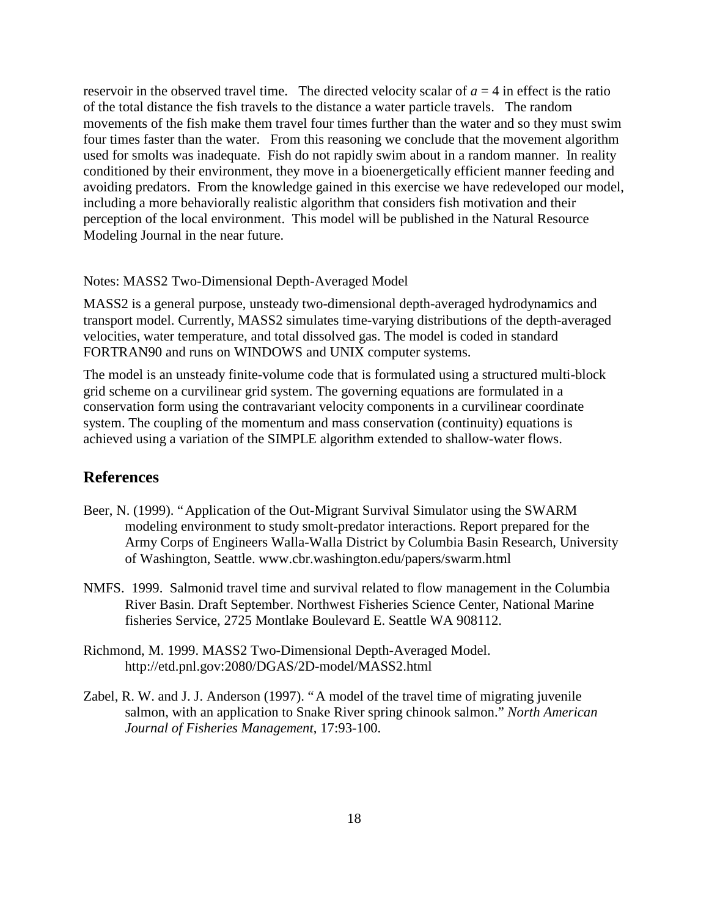reservoir in the observed travel time. The directed velocity scalar of $a = 4$ in effect is the ratio of the total distance the fish travels to the distance a water particle travels. The random movements of the fish make them travel four times further than the water and so they must swim four times faster than the water. From this reasoning we conclude that the movement algorithm used for smolts was inadequate. Fish do not rapidly swim about in a random manner. In reality conditioned by their environment, they move in a bioenergetically efficient manner feeding and avoiding predators. From the knowledge gained in this exercise we have redeveloped our model, including a more behaviorally realistic algorithm that considers fish motivation and their perception of the local environment. This model will be published in the Natural Resource Modeling Journal in the near future.

Notes: MASS2 Two-Dimensional Depth-Averaged Model

MASS2 is a general purpose, unsteady two-dimensional depth-averaged hydrodynamics and transport model. Currently, MASS2 simulates time-varying distributions of the depth-averaged velocities, water temperature, and total dissolved gas. The model is coded in standard FORTRAN90 and runs on WINDOWS and UNIX computer systems.

The model is an unsteady finite-volume code that is formulated using a structured multi-block grid scheme on a curvilinear grid system. The governing equations are formulated in a conservation form using the contravariant velocity components in a curvilinear coordinate system. The coupling of the momentum and mass conservation (continuity) equations is achieved using a variation of the SIMPLE algorithm extended to shallow-water flows.

## References

Beer, N. (1999). "Application of the Out-Migrant Survival Simulator using the SWARM modeling environment to study smolt-predator interactions. Report prepared for the Army Corps of Engineers Walla-Walla District by Columbia Basin Research, University of Washington, Seattle. www.cbr.washington.edu/papers/swarm.html

NMFS. 1999. Salmonid travel time and survival related to flow management in the Columbia River Basin. Draft September. Northwest Fisheries Science Center, National Marine fisheries Service, 2725 Montlake Boulevard E. Seattle WA 908112.

Richmond, M. 1999. MASS2 Two-Dimensional Depth-Averaged Model. http://etd.pnl.gov:2080/DGAS/2D-model/MASS2.html

Zabel, R. W. and J. J. Anderson (1997). "A model of the travel time of migrating juvenile salmon, with an application to Snake River spring chinook salmon." *North American Journal of Fisheries Management*, 17:93-100.